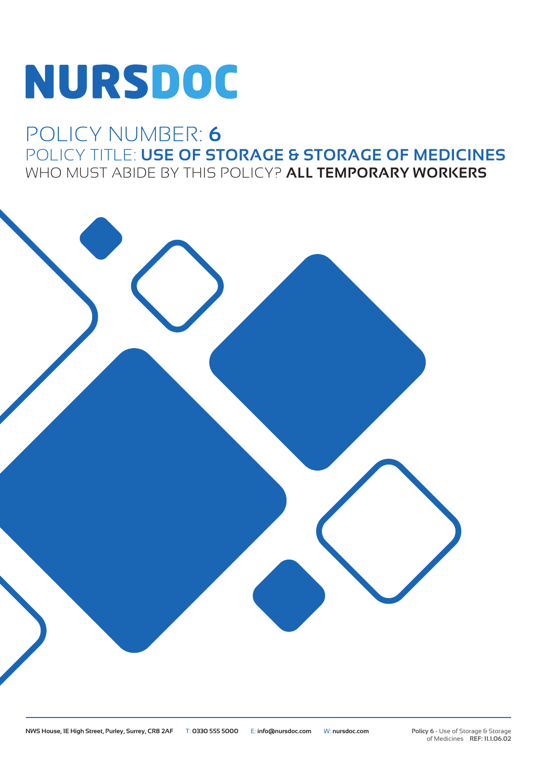# NURSDOC

POLICY NUMBER: **6**

POLICY TITLE: **USE OF STORAGE & STORAGE OF MEDICINES**

WHO MUST ABIDE BY THIS POLICY? **ALL TEMPORARY WORKERS**

**NWS House, 1E High Street, Purley, Surrey, CR8 2AF** T: **0330 555 5000** E: **info@nursdoc.com** W: **nursdoc.com**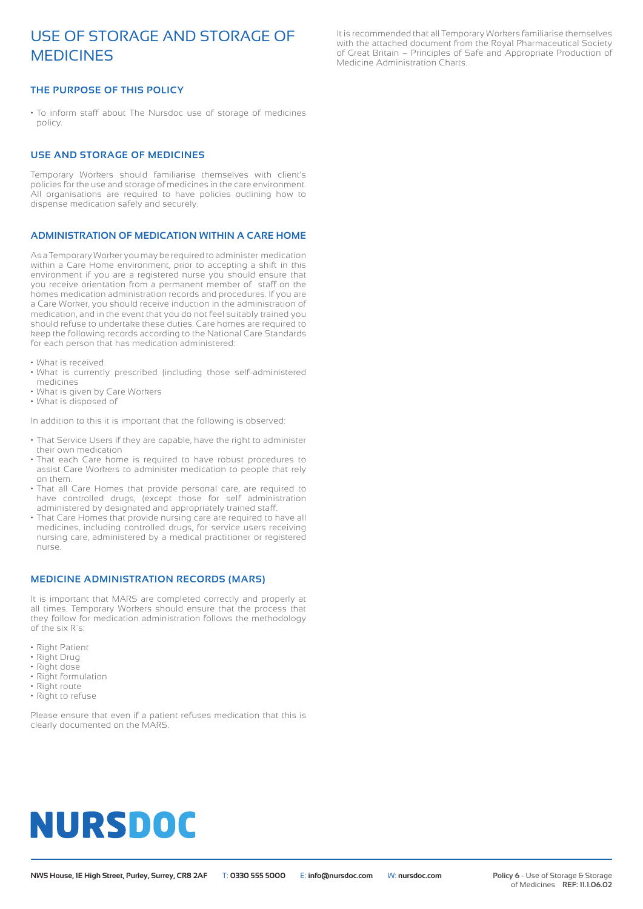# USE OF STORAGE AND STORAGE OF MEDICINES

## THE PURPOSE OF THIS POLICY

- To inform staff about The Nursdoc use of storage of medicines policy.

## USE AND STORAGE OF MEDICINES

Temporary Workers should familiarise themselves with client's policies for the use and storage of medicines in the care environment. All organisations are required to have policies outlining how to dispense medication safely and securely.

## ADMINISTRATION OF MEDICATION WITHIN A CARE HOME

As a Temporary Worker you may be required to administer medication within a Care Home environment, prior to accepting a shift in this environment if you are a registered nurse you should ensure that you receive orientation from a permanent member of staff on the homes medication administration records and procedures. If you are a Care Worker, you should receive induction in the administration of medication, and in the event that you do not feel suitably trained you should refuse to undertake these duties. Care homes are required to keep the following records according to the National Care Standards for each person that has medication administered:

- What is received
- What is currently prescribed (including those self-administered medicines
- What is given by Care Workers
- What is disposed of

In addition to this it is important that the following is observed:

- That Service Users if they are capable, have the right to administer their own medication
- That each Care home is required to have robust procedures to assist Care Workers to administer medication to people that rely on them.
- That all Care Homes that provide personal care, are required to have controlled drugs, (except those for self administration administered by designated and appropriately trained staff.
- That Care Homes that provide nursing care are required to have all medicines, including controlled drugs, for service users receiving nursing care, administered by a medical practitioner or registered nurse.

## MEDICINE ADMINISTRATION RECORDS (MARS)

It is important that MARS are completed correctly and properly at all times. Temporary Workers should ensure that the process that they follow for medication administration follows the methodology of the six R`s:

- Right Patient
- Right Drug
- Right dose
- Right formulation
- Right route
- Right to refuse

Please ensure that even if a patient refuses medication that this is clearly documented on the MARS.

It is recommended that all Temporary Workers familiarise themselves with the attached document from the Royal Pharmaceutical Society of Great Britain – Principles of Safe and Appropriate Production of Medicine Administration Charts.

NURSDOC

NWS House, 1E High Street, Purley, Surrey, CR8 2AF T: 0330 555 5000 E: info@nursdoc.com W: nursdoc.com

Policy 6 - Use of Storage & Storage of Medicines REF: 11.1.06.02